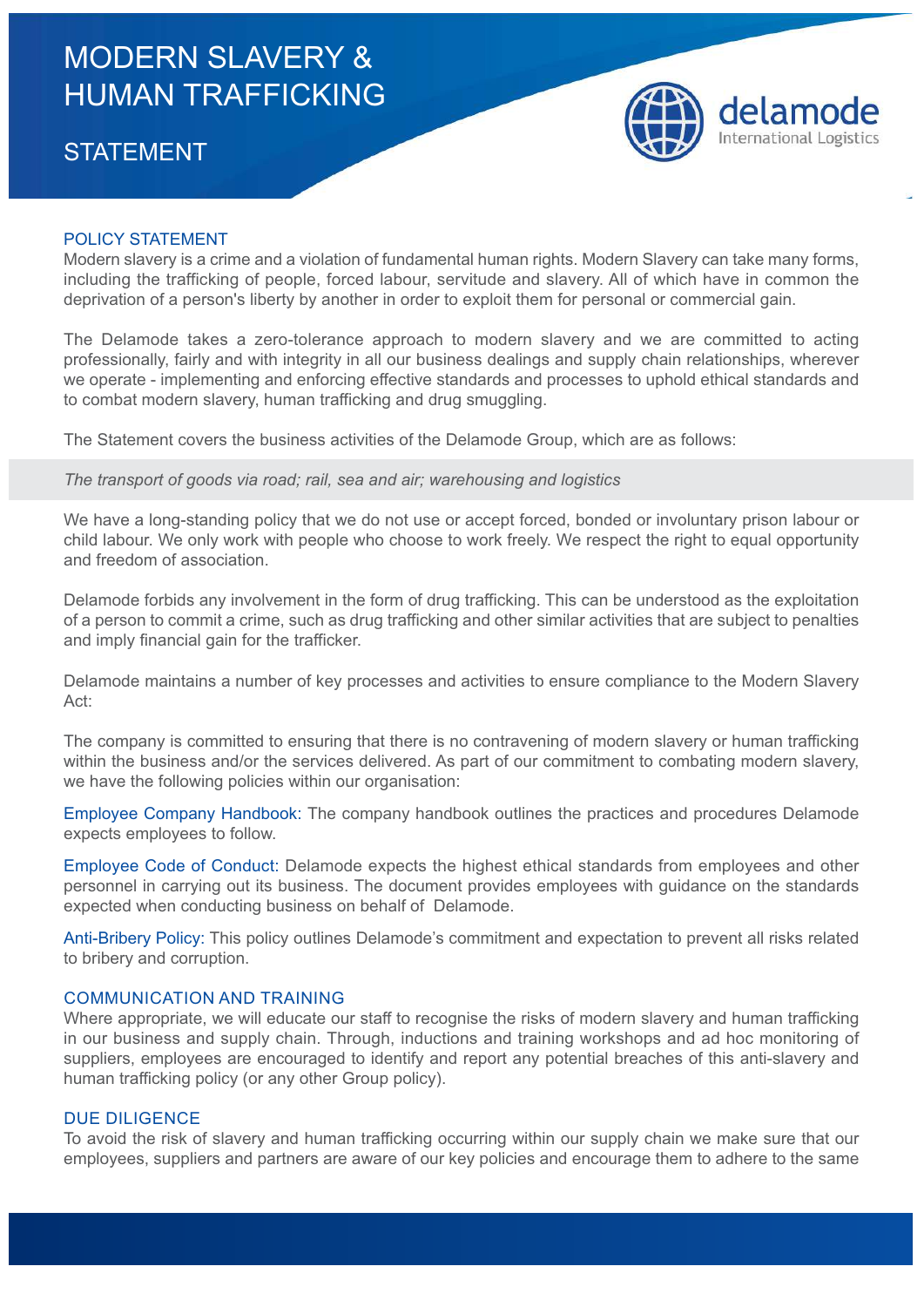# MODERN SLAVERY & HUMAN TRAFFICKING

## STATEMENT

delamode
International Logistics

### POLICY STATEMENT

Modern slavery is a crime and a violation of fundamental human rights. Modern Slavery can take many forms, including the trafficking of people, forced labour, servitude and slavery. All of which have in common the deprivation of a person's liberty by another in order to exploit them for personal or commercial gain.

The Delamode takes a zero-tolerance approach to modern slavery and we are committed to acting professionally, fairly and with integrity in all our business dealings and supply chain relationships, wherever we operate - implementing and enforcing effective standards and processes to uphold ethical standards and to combat modern slavery, human trafficking and drug smuggling.

The Statement covers the business activities of the Delamode Group, which are as follows:

*The transport of goods via road; rail, sea and air; warehousing and logistics*

We have a long-standing policy that we do not use or accept forced, bonded or involuntary prison labour or child labour. We only work with people who choose to work freely. We respect the right to equal opportunity and freedom of association.

Delamode forbids any involvement in the form of drug trafficking. This can be understood as the exploitation of a person to commit a crime, such as drug trafficking and other similar activities that are subject to penalties and imply financial gain for the trafficker.

Delamode maintains a number of key processes and activities to ensure compliance to the Modern Slavery Act:

The company is committed to ensuring that there is no contravening of modern slavery or human trafficking within the business and/or the services delivered. As part of our commitment to combating modern slavery, we have the following policies within our organisation:

Employee Company Handbook: The company handbook outlines the practices and procedures Delamode expects employees to follow.

Employee Code of Conduct: Delamode expects the highest ethical standards from employees and other personnel in carrying out its business. The document provides employees with guidance on the standards expected when conducting business on behalf of Delamode.

Anti-Bribery Policy: This policy outlines Delamode's commitment and expectation to prevent all risks related to bribery and corruption.

### COMMUNICATION AND TRAINING

Where appropriate, we will educate our staff to recognise the risks of modern slavery and human trafficking in our business and supply chain. Through, inductions and training workshops and ad hoc monitoring of suppliers, employees are encouraged to identify and report any potential breaches of this anti-slavery and human trafficking policy (or any other Group policy).

### DUE DILIGENCE

To avoid the risk of slavery and human trafficking occurring within our supply chain we make sure that our employees, suppliers and partners are aware of our key policies and encourage them to adhere to the same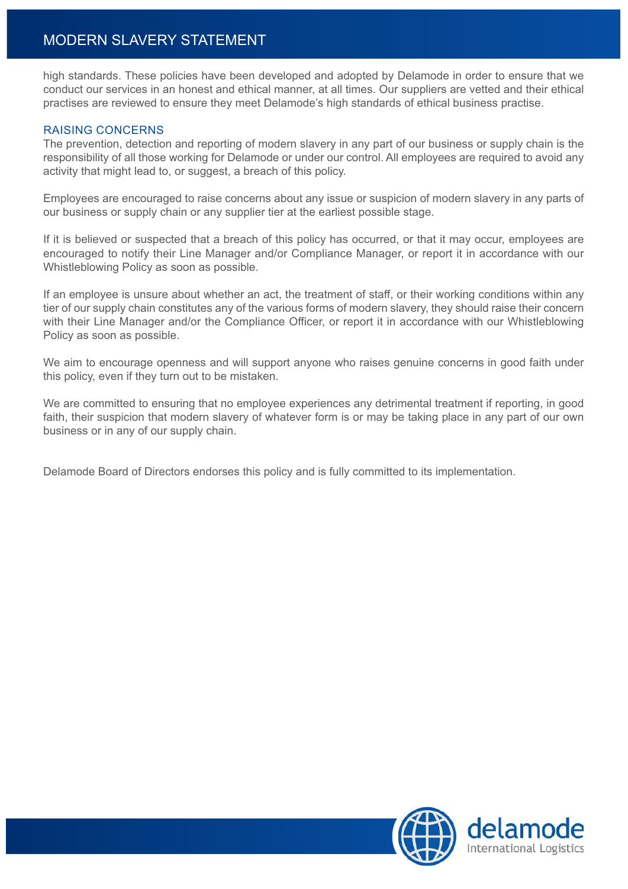high standards. These policies have been developed and adopted by Delamode in order to ensure that we conduct our services in an honest and ethical manner, at all times. Our suppliers are vetted and their ethical practises are reviewed to ensure they meet Delamode's high standards of ethical business practise.

## RAISING CONCERNS

The prevention, detection and reporting of modern slavery in any part of our business or supply chain is the responsibility of all those working for Delamode or under our control. All employees are required to avoid any activity that might lead to, or suggest, a breach of this policy.

Employees are encouraged to raise concerns about any issue or suspicion of modern slavery in any parts of our business or supply chain or any supplier tier at the earliest possible stage.

If it is believed or suspected that a breach of this policy has occurred, or that it may occur, employees are encouraged to notify their Line Manager and/or Compliance Manager, or report it in accordance with our Whistleblowing Policy as soon as possible.

If an employee is unsure about whether an act, the treatment of staff, or their working conditions within any tier of our supply chain constitutes any of the various forms of modern slavery, they should raise their concern with their Line Manager and/or the Compliance Officer, or report it in accordance with our Whistleblowing Policy as soon as possible.

We aim to encourage openness and will support anyone who raises genuine concerns in good faith under this policy, even if they turn out to be mistaken.

We are committed to ensuring that no employee experiences any detrimental treatment if reporting, in good faith, their suspicion that modern slavery of whatever form is or may be taking place in any part of our own business or in any of our supply chain.

Delamode Board of Directors endorses this policy and is fully committed to its implementation.